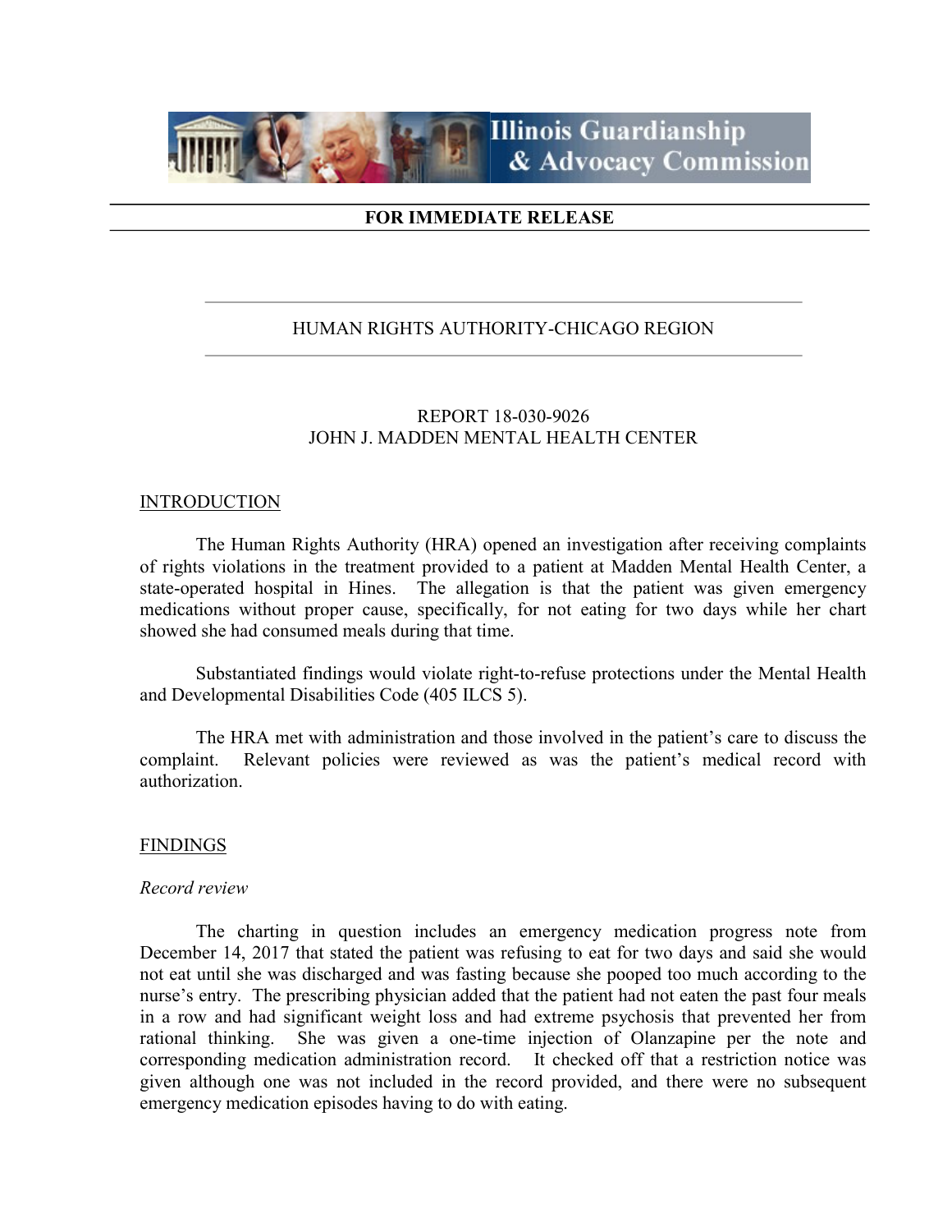Illinois Guardianship & Advocacy Commission

**FOR IMMEDIATE RELEASE**

HUMAN RIGHTS AUTHORITY-CHICAGO REGION

REPORT 18-030-9026
JOHN J. MADDEN MENTAL HEALTH CENTER

## INTRODUCTION

The Human Rights Authority (HRA) opened an investigation after receiving complaints of rights violations in the treatment provided to a patient at Madden Mental Health Center, a state-operated hospital in Hines. The allegation is that the patient was given emergency medications without proper cause, specifically, for not eating for two days while her chart showed she had consumed meals during that time.

Substantiated findings would violate right-to-refuse protections under the Mental Health and Developmental Disabilities Code (405 ILCS 5).

The HRA met with administration and those involved in the patient's care to discuss the complaint. Relevant policies were reviewed as was the patient's medical record with authorization.

## FINDINGS

*Record review*

The charting in question includes an emergency medication progress note from December 14, 2017 that stated the patient was refusing to eat for two days and said she would not eat until she was discharged and was fasting because she pooped too much according to the nurse's entry. The prescribing physician added that the patient had not eaten the past four meals in a row and had significant weight loss and had extreme psychosis that prevented her from rational thinking. She was given a one-time injection of Olanzapine per the note and corresponding medication administration record. It checked off that a restriction notice was given although one was not included in the record provided, and there were no subsequent emergency medication episodes having to do with eating.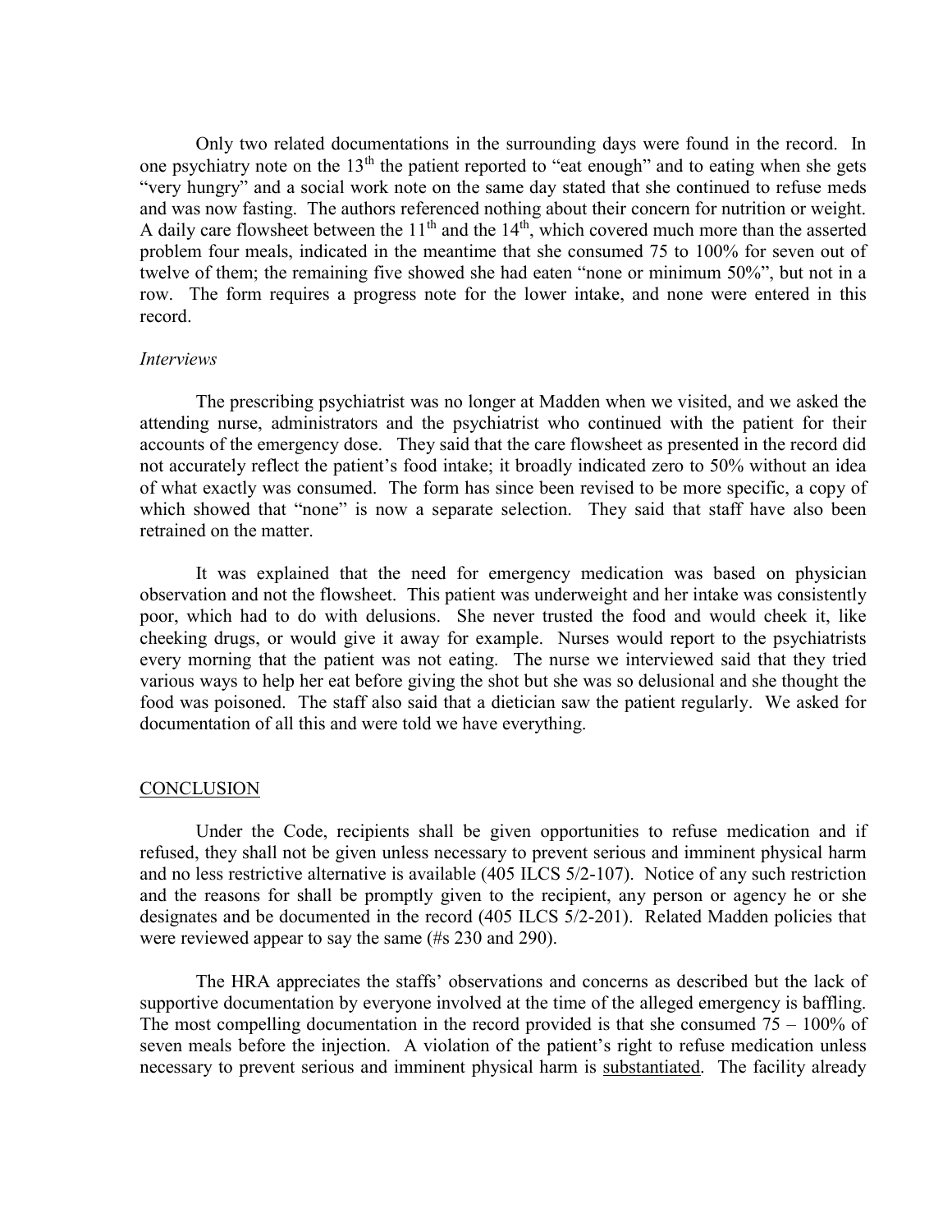Only two related documentations in the surrounding days were found in the record. In one psychiatry note on the 13th the patient reported to "eat enough" and to eating when she gets "very hungry" and a social work note on the same day stated that she continued to refuse meds and was now fasting. The authors referenced nothing about their concern for nutrition or weight. A daily care flowsheet between the 11th and the 14th, which covered much more than the asserted problem four meals, indicated in the meantime that she consumed 75 to 100% for seven out of twelve of them; the remaining five showed she had eaten "none or minimum 50%", but not in a row. The form requires a progress note for the lower intake, and none were entered in this record.

*Interviews*

The prescribing psychiatrist was no longer at Madden when we visited, and we asked the attending nurse, administrators and the psychiatrist who continued with the patient for their accounts of the emergency dose. They said that the care flowsheet as presented in the record did not accurately reflect the patient's food intake; it broadly indicated zero to 50% without an idea of what exactly was consumed. The form has since been revised to be more specific, a copy of which showed that "none" is now a separate selection. They said that staff have also been retrained on the matter.

It was explained that the need for emergency medication was based on physician observation and not the flowsheet. This patient was underweight and her intake was consistently poor, which had to do with delusions. She never trusted the food and would cheek it, like cheeking drugs, or would give it away for example. Nurses would report to the psychiatrists every morning that the patient was not eating. The nurse we interviewed said that they tried various ways to help her eat before giving the shot but she was so delusional and she thought the food was poisoned. The staff also said that a dietician saw the patient regularly. We asked for documentation of all this and were told we have everything.

## CONCLUSION

Under the Code, recipients shall be given opportunities to refuse medication and if refused, they shall not be given unless necessary to prevent serious and imminent physical harm and no less restrictive alternative is available (405 ILCS 5/2-107). Notice of any such restriction and the reasons for shall be promptly given to the recipient, any person or agency he or she designates and be documented in the record (405 ILCS 5/2-201). Related Madden policies that were reviewed appear to say the same (#s 230 and 290).

The HRA appreciates the staffs' observations and concerns as described but the lack of supportive documentation by everyone involved at the time of the alleged emergency is baffling. The most compelling documentation in the record provided is that she consumed 75 – 100% of seven meals before the injection. A violation of the patient's right to refuse medication unless necessary to prevent serious and imminent physical harm is <u>substantiated</u>. The facility already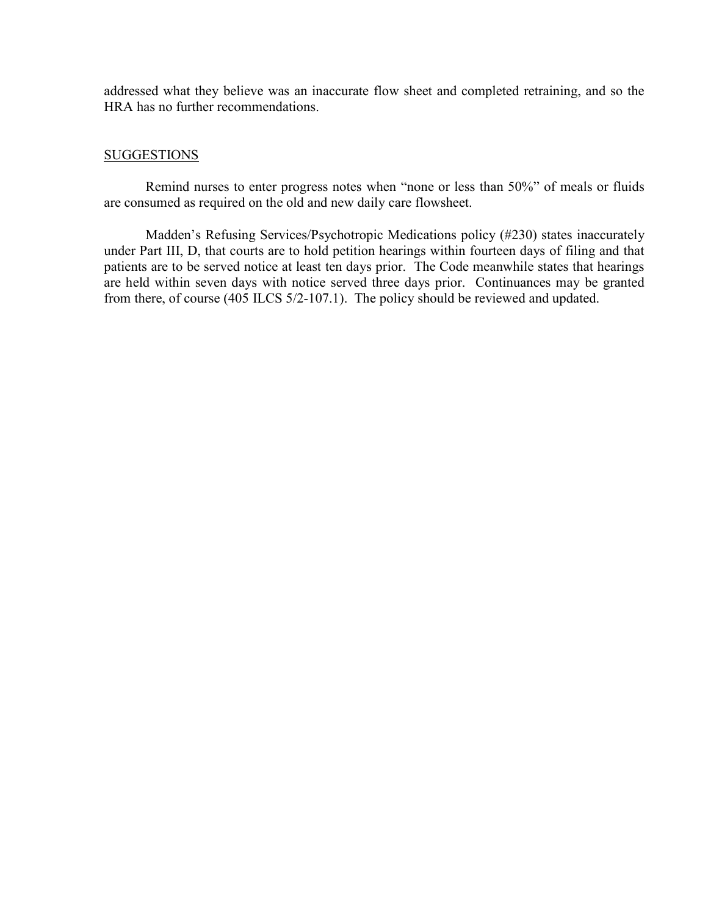addressed what they believe was an inaccurate flow sheet and completed retraining, and so the HRA has no further recommendations.

## SUGGESTIONS

Remind nurses to enter progress notes when "none or less than 50%" of meals or fluids are consumed as required on the old and new daily care flowsheet.

Madden's Refusing Services/Psychotropic Medications policy (#230) states inaccurately under Part III, D, that courts are to hold petition hearings within fourteen days of filing and that patients are to be served notice at least ten days prior. The Code meanwhile states that hearings are held within seven days with notice served three days prior. Continuances may be granted from there, of course (405 ILCS 5/2-107.1). The policy should be reviewed and updated.